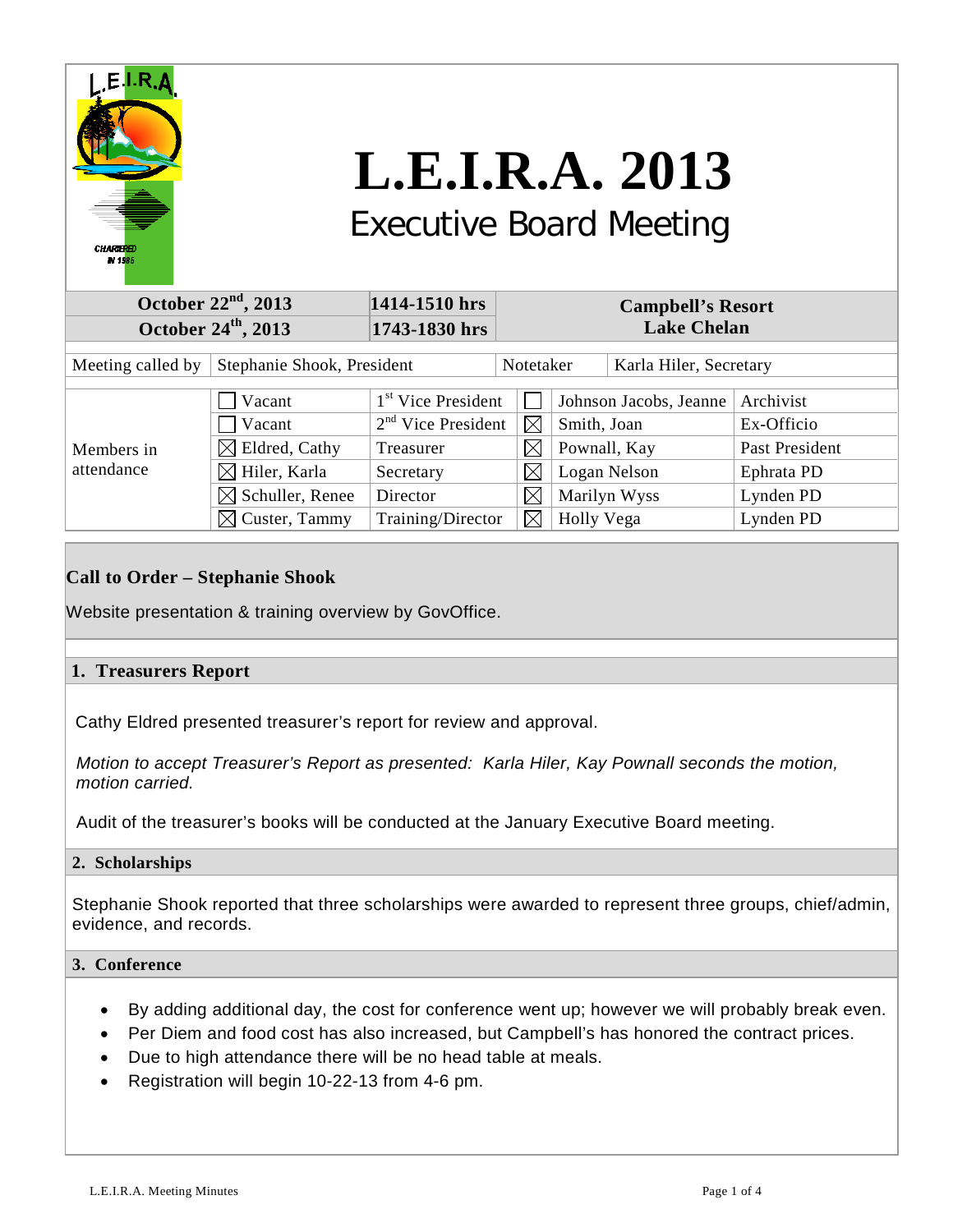# L.E.I.R.A. 2013

## Executive Board Meeting

| | | |
|---|---|---|
| October 22nd, 2013 | 1414-1510 hrs | Campbell's Resort |
| October 24th, 2013 | 1743-1830 hrs | Lake Chelan |

| Meeting called by | Stephanie Shook, President | Notetaker | Karla Hiler, Secretary |
|---|---|---|---|

| | | | | | |
|---|---|---|---|---|---|
| Members in attendance | ☐ Vacant | 1st Vice President | ☐ | Johnson Jacobs, Jeanne | Archivist |
| | ☐ Vacant | 2nd Vice President | ☒ | Smith, Joan | Ex-Officio |
| | ☒ Eldred, Cathy | Treasurer | ☒ | Pownall, Kay | Past President |
| | ☒ Hiler, Karla | Secretary | ☒ | Logan Nelson | Ephrata PD |
| | ☒ Schuller, Renee | Director | ☒ | Marilyn Wyss | Lynden PD |
| | ☒ Custer, Tammy | Training/Director | ☒ | Holly Vega | Lynden PD |

**Call to Order – Stephanie Shook**

Website presentation & training overview by GovOffice.

### 1. Treasurers Report

Cathy Eldred presented treasurer's report for review and approval.

*Motion to accept Treasurer's Report as presented: Karla Hiler, Kay Pownall seconds the motion, motion carried.*

Audit of the treasurer's books will be conducted at the January Executive Board meeting.

### 2. Scholarships

Stephanie Shook reported that three scholarships were awarded to represent three groups, chief/admin, evidence, and records.

### 3. Conference

- By adding additional day, the cost for conference went up; however we will probably break even.
- Per Diem and food cost has also increased, but Campbell's has honored the contract prices.
- Due to high attendance there will be no head table at meals.
- Registration will begin 10-22-13 from 4-6 pm.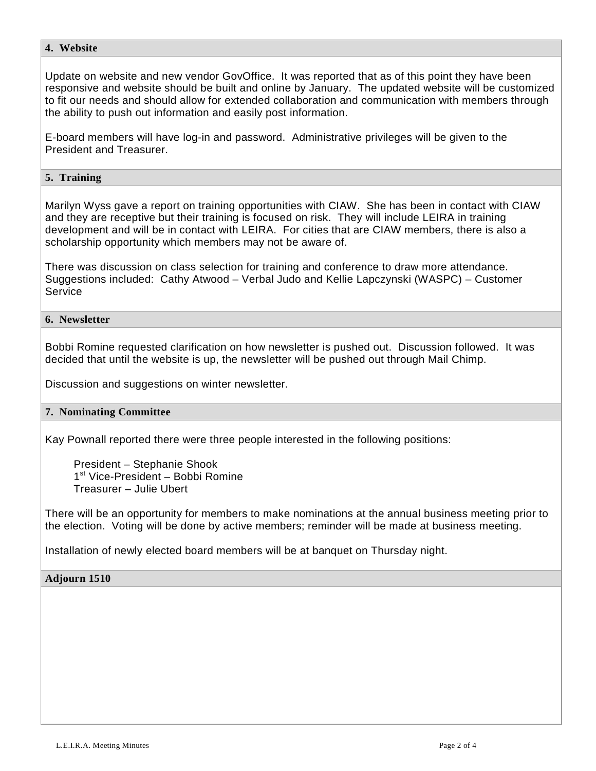## 4. Website

Update on website and new vendor GovOffice. It was reported that as of this point they have been responsive and website should be built and online by January. The updated website will be customized to fit our needs and should allow for extended collaboration and communication with members through the ability to push out information and easily post information.

E-board members will have log-in and password. Administrative privileges will be given to the President and Treasurer.

## 5. Training

Marilyn Wyss gave a report on training opportunities with CIAW. She has been in contact with CIAW and they are receptive but their training is focused on risk. They will include LEIRA in training development and will be in contact with LEIRA. For cities that are CIAW members, there is also a scholarship opportunity which members may not be aware of.

There was discussion on class selection for training and conference to draw more attendance. Suggestions included: Cathy Atwood – Verbal Judo and Kellie Lapczynski (WASPC) – Customer Service

## 6. Newsletter

Bobbi Romine requested clarification on how newsletter is pushed out. Discussion followed. It was decided that until the website is up, the newsletter will be pushed out through Mail Chimp.

Discussion and suggestions on winter newsletter.

## 7. Nominating Committee

Kay Pownall reported there were three people interested in the following positions:

President – Stephanie Shook
1st Vice-President – Bobbi Romine
Treasurer – Julie Ubert

There will be an opportunity for members to make nominations at the annual business meeting prior to the election. Voting will be done by active members; reminder will be made at business meeting.

Installation of newly elected board members will be at banquet on Thursday night.

## Adjourn 1510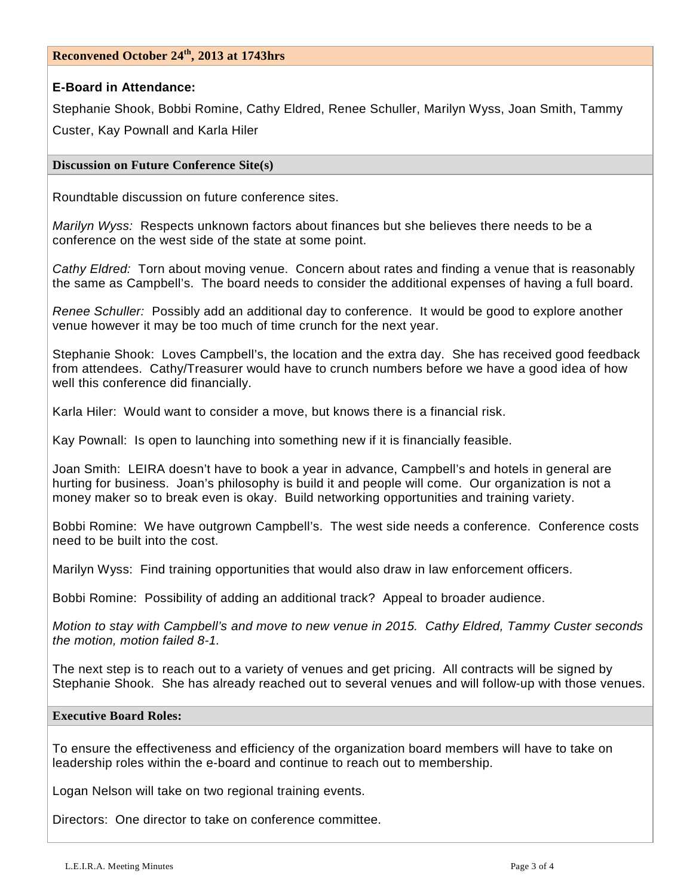**Reconvened October 24th, 2013 at 1743hrs**

**E-Board in Attendance:**

Stephanie Shook, Bobbi Romine, Cathy Eldred, Renee Schuller, Marilyn Wyss, Joan Smith, Tammy Custer, Kay Pownall and Karla Hiler

**Discussion on Future Conference Site(s)**

Roundtable discussion on future conference sites.

*Marilyn Wyss:* Respects unknown factors about finances but she believes there needs to be a conference on the west side of the state at some point.

*Cathy Eldred:* Torn about moving venue. Concern about rates and finding a venue that is reasonably the same as Campbell's. The board needs to consider the additional expenses of having a full board.

*Renee Schuller:* Possibly add an additional day to conference. It would be good to explore another venue however it may be too much of time crunch for the next year.

Stephanie Shook: Loves Campbell's, the location and the extra day. She has received good feedback from attendees. Cathy/Treasurer would have to crunch numbers before we have a good idea of how well this conference did financially.

Karla Hiler: Would want to consider a move, but knows there is a financial risk.

Kay Pownall: Is open to launching into something new if it is financially feasible.

Joan Smith: LEIRA doesn't have to book a year in advance, Campbell's and hotels in general are hurting for business. Joan's philosophy is build it and people will come. Our organization is not a money maker so to break even is okay. Build networking opportunities and training variety.

Bobbi Romine: We have outgrown Campbell's. The west side needs a conference. Conference costs need to be built into the cost.

Marilyn Wyss: Find training opportunities that would also draw in law enforcement officers.

Bobbi Romine: Possibility of adding an additional track? Appeal to broader audience.

*Motion to stay with Campbell's and move to new venue in 2015. Cathy Eldred, Tammy Custer seconds the motion, motion failed 8-1.*

The next step is to reach out to a variety of venues and get pricing. All contracts will be signed by Stephanie Shook. She has already reached out to several venues and will follow-up with those venues.

**Executive Board Roles:**

To ensure the effectiveness and efficiency of the organization board members will have to take on leadership roles within the e-board and continue to reach out to membership.

Logan Nelson will take on two regional training events.

Directors: One director to take on conference committee.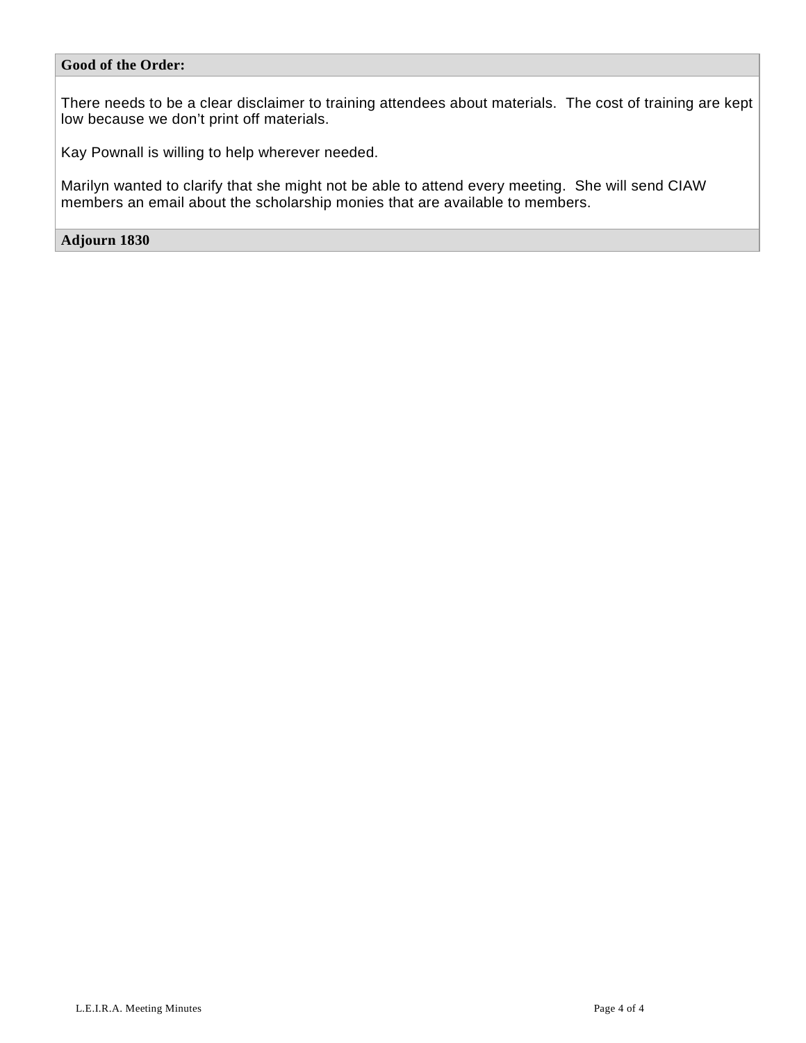**Good of the Order:**

There needs to be a clear disclaimer to training attendees about materials. The cost of training are kept low because we don't print off materials.

Kay Pownall is willing to help wherever needed.

Marilyn wanted to clarify that she might not be able to attend every meeting. She will send CIAW members an email about the scholarship monies that are available to members.

**Adjourn 1830**